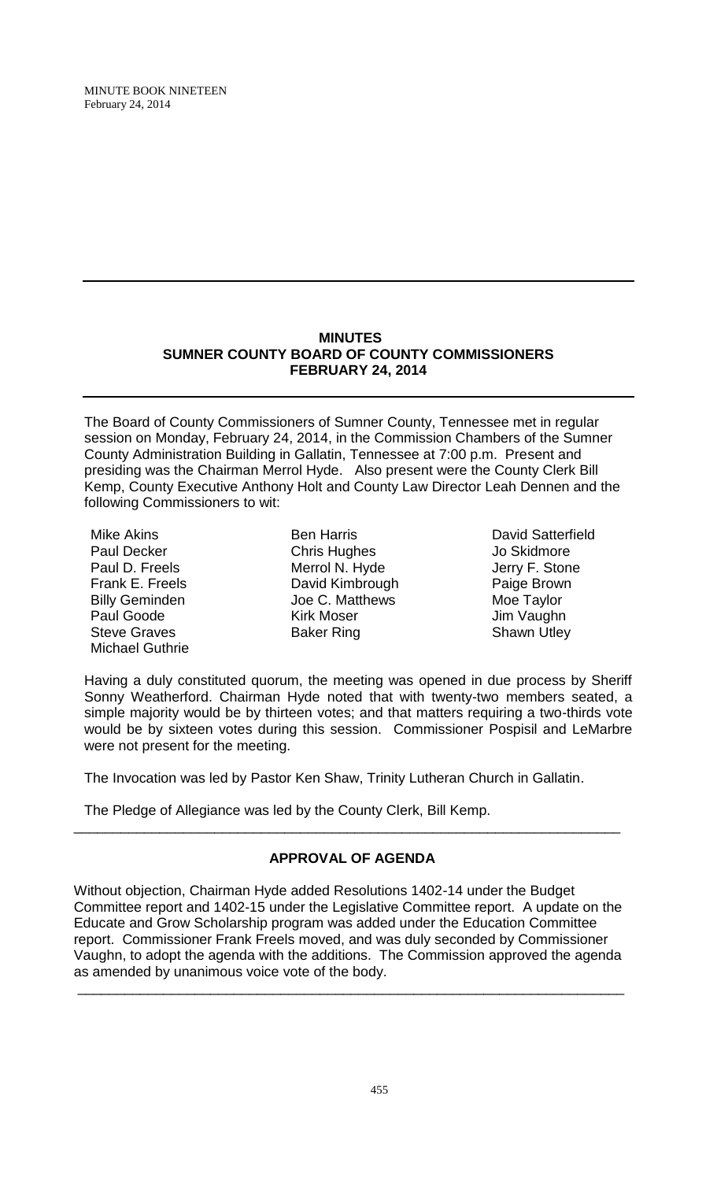## MINUTES
## SUMNER COUNTY BOARD OF COUNTY COMMISSIONERS
## FEBRUARY 24, 2014

The Board of County Commissioners of Sumner County, Tennessee met in regular session on Monday, February 24, 2014, in the Commission Chambers of the Sumner County Administration Building in Gallatin, Tennessee at 7:00 p.m. Present and presiding was the Chairman Merrol Hyde. Also present were the County Clerk Bill Kemp, County Executive Anthony Holt and County Law Director Leah Dennen and the following Commissioners to wit:

Mike Akins
Paul Decker
Paul D. Freels
Frank E. Freels
Billy Geminden
Paul Goode
Steve Graves
Michael Guthrie
Ben Harris
Chris Hughes
Merrol N. Hyde
David Kimbrough
Joe C. Matthews
Kirk Moser
Baker Ring
David Satterfield
Jo Skidmore
Jerry F. Stone
Paige Brown
Moe Taylor
Jim Vaughn
Shawn Utley

Having a duly constituted quorum, the meeting was opened in due process by Sheriff Sonny Weatherford. Chairman Hyde noted that with twenty-two members seated, a simple majority would be by thirteen votes; and that matters requiring a two-thirds vote would be by sixteen votes during this session. Commissioner Pospisil and LeMarbre were not present for the meeting.

The Invocation was led by Pastor Ken Shaw, Trinity Lutheran Church in Gallatin.

The Pledge of Allegiance was led by the County Clerk, Bill Kemp.

---

## APPROVAL OF AGENDA

Without objection, Chairman Hyde added Resolutions 1402-14 under the Budget Committee report and 1402-15 under the Legislative Committee report. A update on the Educate and Grow Scholarship program was added under the Education Committee report. Commissioner Frank Freels moved, and was duly seconded by Commissioner Vaughn, to adopt the agenda with the additions. The Commission approved the agenda as amended by unanimous voice vote of the body.

---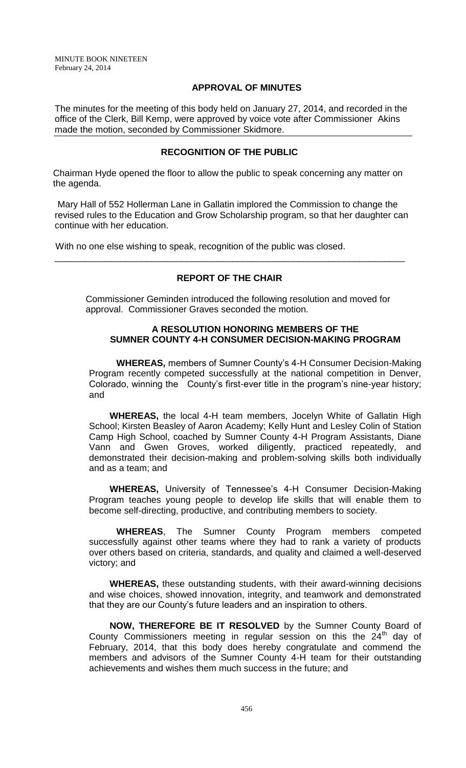## APPROVAL OF MINUTES

The minutes for the meeting of this body held on January 27, 2014, and recorded in the office of the Clerk, Bill Kemp, were approved by voice vote after Commissioner Akins made the motion, seconded by Commissioner Skidmore.

## RECOGNITION OF THE PUBLIC

Chairman Hyde opened the floor to allow the public to speak concerning any matter on the agenda.

Mary Hall of 552 Hollerman Lane in Gallatin implored the Commission to change the revised rules to the Education and Grow Scholarship program, so that her daughter can continue with her education.

With no one else wishing to speak, recognition of the public was closed.

## REPORT OF THE CHAIR

Commissioner Geminden introduced the following resolution and moved for approval. Commissioner Graves seconded the motion.

### A RESOLUTION HONORING MEMBERS OF THE SUMNER COUNTY 4-H CONSUMER DECISION-MAKING PROGRAM

**WHEREAS,** members of Sumner County's 4-H Consumer Decision-Making Program recently competed successfully at the national competition in Denver, Colorado, winning the County's first-ever title in the program's nine-year history; and

**WHEREAS,** the local 4-H team members, Jocelyn White of Gallatin High School; Kirsten Beasley of Aaron Academy; Kelly Hunt and Lesley Colin of Station Camp High School, coached by Sumner County 4-H Program Assistants, Diane Vann and Gwen Groves, worked diligently, practiced repeatedly, and demonstrated their decision-making and problem-solving skills both individually and as a team; and

**WHEREAS,** University of Tennessee's 4-H Consumer Decision-Making Program teaches young people to develop life skills that will enable them to become self-directing, productive, and contributing members to society.

**WHEREAS**, The Sumner County Program members competed successfully against other teams where they had to rank a variety of products over others based on criteria, standards, and quality and claimed a well-deserved victory; and

**WHEREAS,** these outstanding students, with their award-winning decisions and wise choices, showed innovation, integrity, and teamwork and demonstrated that they are our County's future leaders and an inspiration to others.

**NOW, THEREFORE BE IT RESOLVED** by the Sumner County Board of County Commissioners meeting in regular session on this the 24th day of February, 2014, that this body does hereby congratulate and commend the members and advisors of the Sumner County 4-H team for their outstanding achievements and wishes them much success in the future; and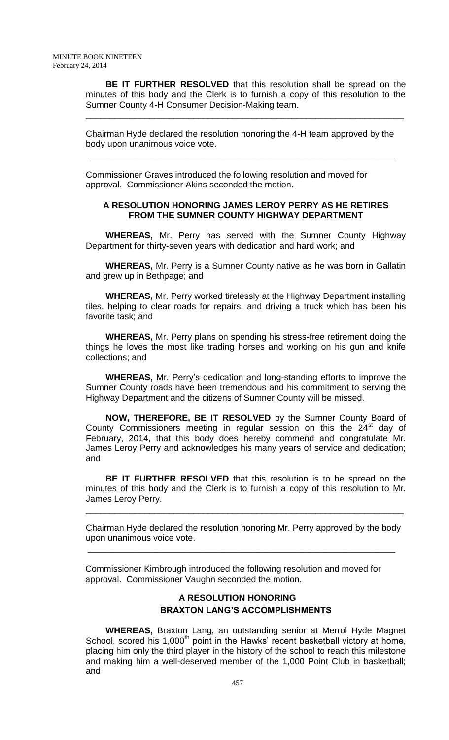**BE IT FURTHER RESOLVED** that this resolution shall be spread on the minutes of this body and the Clerk is to furnish a copy of this resolution to the Sumner County 4-H Consumer Decision-Making team.

---

Chairman Hyde declared the resolution honoring the 4-H team approved by the body upon unanimous voice vote.

---

Commissioner Graves introduced the following resolution and moved for approval. Commissioner Akins seconded the motion.

### A RESOLUTION HONORING JAMES LEROY PERRY AS HE RETIRES FROM THE SUMNER COUNTY HIGHWAY DEPARTMENT

**WHEREAS,** Mr. Perry has served with the Sumner County Highway Department for thirty-seven years with dedication and hard work; and

**WHEREAS,** Mr. Perry is a Sumner County native as he was born in Gallatin and grew up in Bethpage; and

**WHEREAS,** Mr. Perry worked tirelessly at the Highway Department installing tiles, helping to clear roads for repairs, and driving a truck which has been his favorite task; and

**WHEREAS,** Mr. Perry plans on spending his stress-free retirement doing the things he loves the most like trading horses and working on his gun and knife collections; and

**WHEREAS,** Mr. Perry's dedication and long-standing efforts to improve the Sumner County roads have been tremendous and his commitment to serving the Highway Department and the citizens of Sumner County will be missed.

**NOW, THEREFORE, BE IT RESOLVED** by the Sumner County Board of County Commissioners meeting in regular session on this the 24th day of February, 2014, that this body does hereby commend and congratulate Mr. James Leroy Perry and acknowledges his many years of service and dedication; and

**BE IT FURTHER RESOLVED** that this resolution is to be spread on the minutes of this body and the Clerk is to furnish a copy of this resolution to Mr. James Leroy Perry.

---

Chairman Hyde declared the resolution honoring Mr. Perry approved by the body upon unanimous voice vote.

---

Commissioner Kimbrough introduced the following resolution and moved for approval. Commissioner Vaughn seconded the motion.

### A RESOLUTION HONORING BRAXTON LANG'S ACCOMPLISHMENTS

**WHEREAS,** Braxton Lang, an outstanding senior at Merrol Hyde Magnet School, scored his 1,000th point in the Hawks' recent basketball victory at home, placing him only the third player in the history of the school to reach this milestone and making him a well-deserved member of the 1,000 Point Club in basketball; and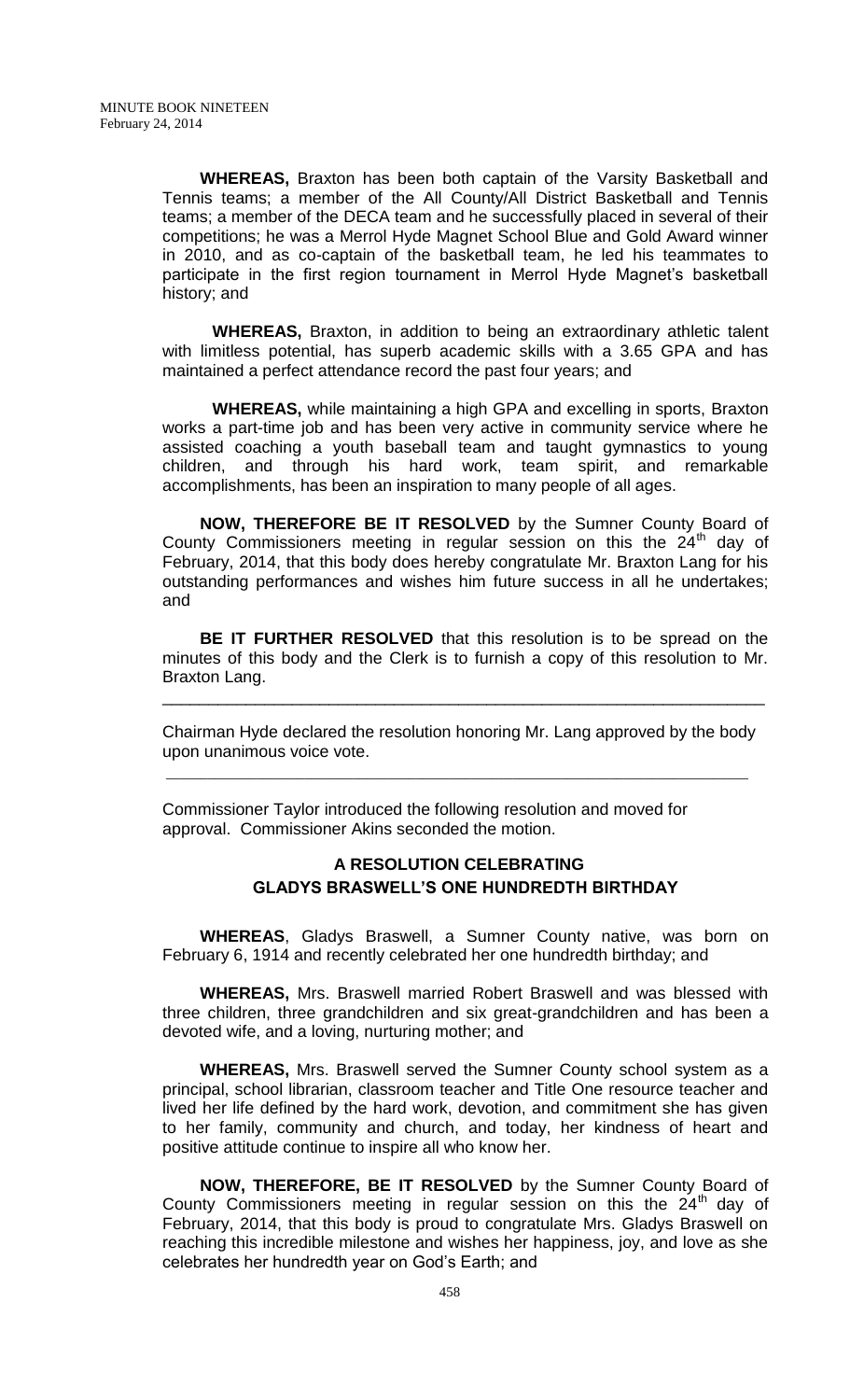**WHEREAS,** Braxton has been both captain of the Varsity Basketball and Tennis teams; a member of the All County/All District Basketball and Tennis teams; a member of the DECA team and he successfully placed in several of their competitions; he was a Merrol Hyde Magnet School Blue and Gold Award winner in 2010, and as co-captain of the basketball team, he led his teammates to participate in the first region tournament in Merrol Hyde Magnet's basketball history; and

**WHEREAS,** Braxton, in addition to being an extraordinary athletic talent with limitless potential, has superb academic skills with a 3.65 GPA and has maintained a perfect attendance record the past four years; and

**WHEREAS,** while maintaining a high GPA and excelling in sports, Braxton works a part-time job and has been very active in community service where he assisted coaching a youth baseball team and taught gymnastics to young children, and through his hard work, team spirit, and remarkable accomplishments, has been an inspiration to many people of all ages.

**NOW, THEREFORE BE IT RESOLVED** by the Sumner County Board of County Commissioners meeting in regular session on this the 24th day of February, 2014, that this body does hereby congratulate Mr. Braxton Lang for his outstanding performances and wishes him future success in all he undertakes; and

**BE IT FURTHER RESOLVED** that this resolution is to be spread on the minutes of this body and the Clerk is to furnish a copy of this resolution to Mr. Braxton Lang.

---

Chairman Hyde declared the resolution honoring Mr. Lang approved by the body upon unanimous voice vote.

---

Commissioner Taylor introduced the following resolution and moved for approval. Commissioner Akins seconded the motion.

**A RESOLUTION CELEBRATING GLADYS BRASWELL'S ONE HUNDREDTH BIRTHDAY**

**WHEREAS**, Gladys Braswell, a Sumner County native, was born on February 6, 1914 and recently celebrated her one hundredth birthday; and

**WHEREAS,** Mrs. Braswell married Robert Braswell and was blessed with three children, three grandchildren and six great-grandchildren and has been a devoted wife, and a loving, nurturing mother; and

**WHEREAS,** Mrs. Braswell served the Sumner County school system as a principal, school librarian, classroom teacher and Title One resource teacher and lived her life defined by the hard work, devotion, and commitment she has given to her family, community and church, and today, her kindness of heart and positive attitude continue to inspire all who know her.

**NOW, THEREFORE, BE IT RESOLVED** by the Sumner County Board of County Commissioners meeting in regular session on this the 24th day of February, 2014, that this body is proud to congratulate Mrs. Gladys Braswell on reaching this incredible milestone and wishes her happiness, joy, and love as she celebrates her hundredth year on God's Earth; and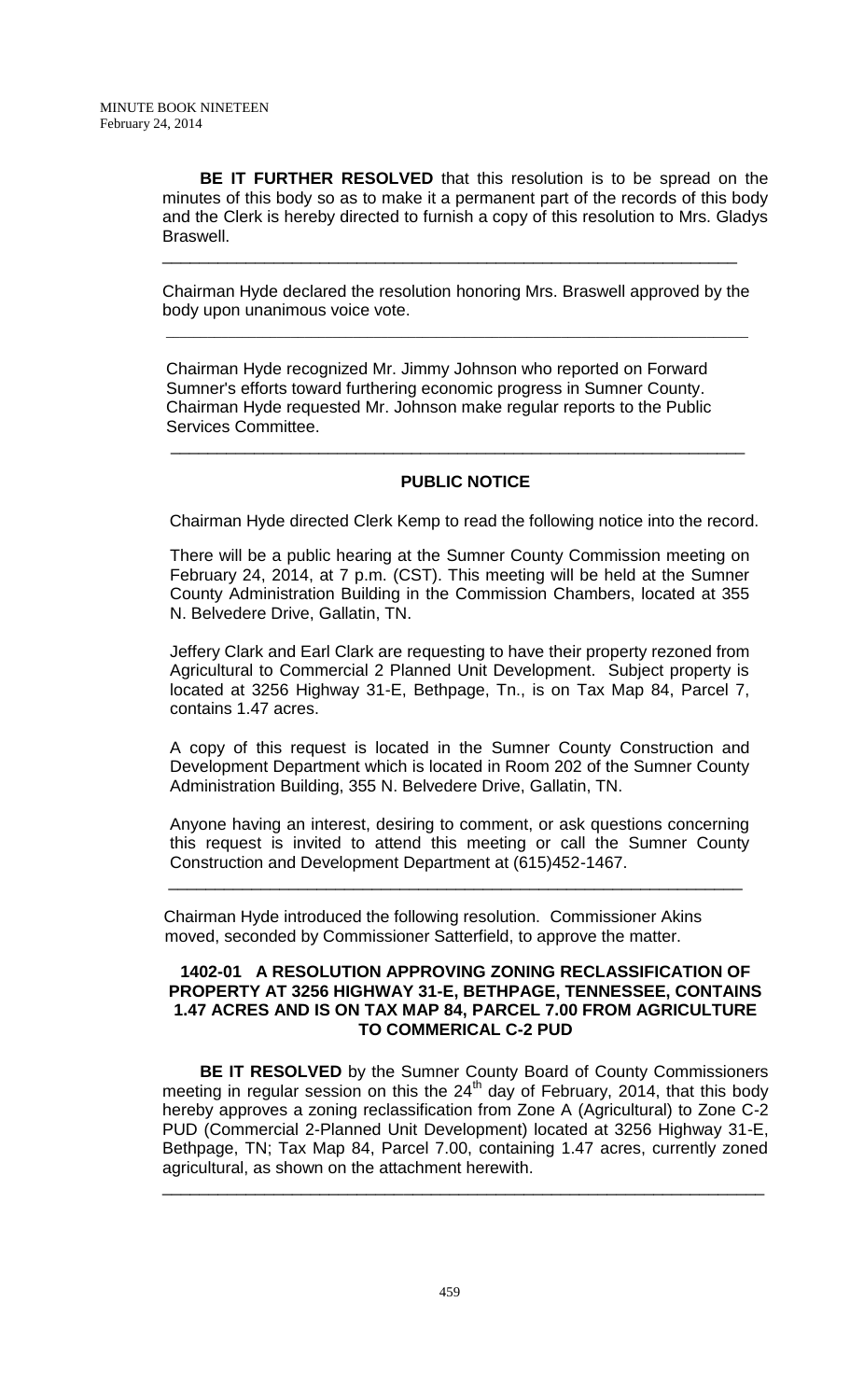**BE IT FURTHER RESOLVED** that this resolution is to be spread on the minutes of this body so as to make it a permanent part of the records of this body and the Clerk is hereby directed to furnish a copy of this resolution to Mrs. Gladys Braswell.

---

Chairman Hyde declared the resolution honoring Mrs. Braswell approved by the body upon unanimous voice vote.

---

Chairman Hyde recognized Mr. Jimmy Johnson who reported on Forward Sumner's efforts toward furthering economic progress in Sumner County. Chairman Hyde requested Mr. Johnson make regular reports to the Public Services Committee.

---

## PUBLIC NOTICE

Chairman Hyde directed Clerk Kemp to read the following notice into the record.

There will be a public hearing at the Sumner County Commission meeting on February 24, 2014, at 7 p.m. (CST). This meeting will be held at the Sumner County Administration Building in the Commission Chambers, located at 355 N. Belvedere Drive, Gallatin, TN.

Jeffery Clark and Earl Clark are requesting to have their property rezoned from Agricultural to Commercial 2 Planned Unit Development. Subject property is located at 3256 Highway 31-E, Bethpage, Tn., is on Tax Map 84, Parcel 7, contains 1.47 acres.

A copy of this request is located in the Sumner County Construction and Development Department which is located in Room 202 of the Sumner County Administration Building, 355 N. Belvedere Drive, Gallatin, TN.

Anyone having an interest, desiring to comment, or ask questions concerning this request is invited to attend this meeting or call the Sumner County Construction and Development Department at (615)452-1467.

---

Chairman Hyde introduced the following resolution. Commissioner Akins moved, seconded by Commissioner Satterfield, to approve the matter.

**1402-01 A RESOLUTION APPROVING ZONING RECLASSIFICATION OF PROPERTY AT 3256 HIGHWAY 31-E, BETHPAGE, TENNESSEE, CONTAINS 1.47 ACRES AND IS ON TAX MAP 84, PARCEL 7.00 FROM AGRICULTURE TO COMMERICAL C-2 PUD**

**BE IT RESOLVED** by the Sumner County Board of County Commissioners meeting in regular session on this the 24th day of February, 2014, that this body hereby approves a zoning reclassification from Zone A (Agricultural) to Zone C-2 PUD (Commercial 2-Planned Unit Development) located at 3256 Highway 31-E, Bethpage, TN; Tax Map 84, Parcel 7.00, containing 1.47 acres, currently zoned agricultural, as shown on the attachment herewith.

---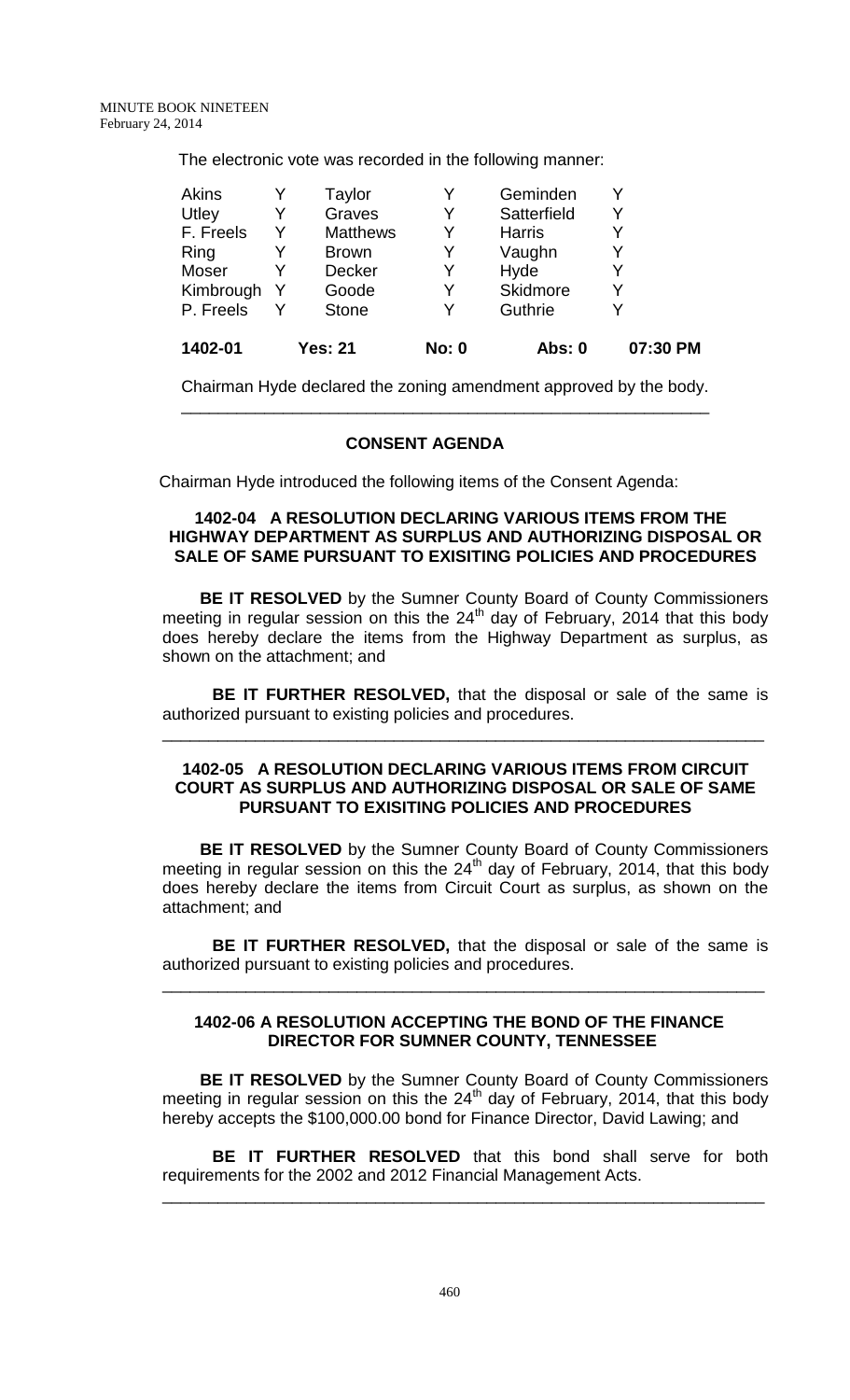The electronic vote was recorded in the following manner:

| | | | | | |
|---|---|---|---|---|---|
| Akins | Y | Taylor | Y | Geminden | Y |
| Utley | Y | Graves | Y | Satterfield | Y |
| F. Freels | Y | Matthews | Y | Harris | Y |
| Ring | Y | Brown | Y | Vaughn | Y |
| Moser | Y | Decker | Y | Hyde | Y |
| Kimbrough | Y | Goode | Y | Skidmore | Y |
| P. Freels | Y | Stone | Y | Guthrie | Y |
| **1402-01** | | **Yes: 21** | **No: 0** | **Abs: 0** | **07:30 PM** |

Chairman Hyde declared the zoning amendment approved by the body.

---

## CONSENT AGENDA

Chairman Hyde introduced the following items of the Consent Agenda:

### 1402-04 A RESOLUTION DECLARING VARIOUS ITEMS FROM THE HIGHWAY DEPARTMENT AS SURPLUS AND AUTHORIZING DISPOSAL OR SALE OF SAME PURSUANT TO EXISITING POLICIES AND PROCEDURES

**BE IT RESOLVED** by the Sumner County Board of County Commissioners meeting in regular session on this the 24th day of February, 2014 that this body does hereby declare the items from the Highway Department as surplus, as shown on the attachment; and

**BE IT FURTHER RESOLVED,** that the disposal or sale of the same is authorized pursuant to existing policies and procedures.

---

### 1402-05 A RESOLUTION DECLARING VARIOUS ITEMS FROM CIRCUIT COURT AS SURPLUS AND AUTHORIZING DISPOSAL OR SALE OF SAME PURSUANT TO EXISITING POLICIES AND PROCEDURES

**BE IT RESOLVED** by the Sumner County Board of County Commissioners meeting in regular session on this the 24th day of February, 2014, that this body does hereby declare the items from Circuit Court as surplus, as shown on the attachment; and

**BE IT FURTHER RESOLVED,** that the disposal or sale of the same is authorized pursuant to existing policies and procedures.

---

### 1402-06 A RESOLUTION ACCEPTING THE BOND OF THE FINANCE DIRECTOR FOR SUMNER COUNTY, TENNESSEE

**BE IT RESOLVED** by the Sumner County Board of County Commissioners meeting in regular session on this the 24th day of February, 2014, that this body hereby accepts the $100,000.00 bond for Finance Director, David Lawing; and

**BE IT FURTHER RESOLVED** that this bond shall serve for both requirements for the 2002 and 2012 Financial Management Acts.

---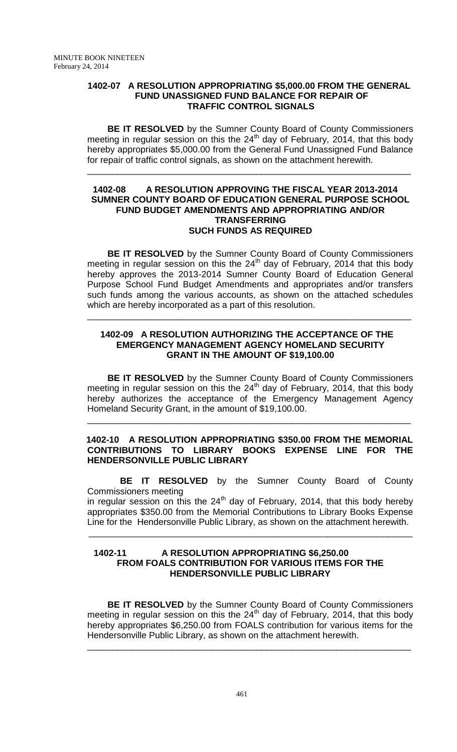### 1402-07 A RESOLUTION APPROPRIATING $5,000.00 FROM THE GENERAL FUND UNASSIGNED FUND BALANCE FOR REPAIR OF TRAFFIC CONTROL SIGNALS

**BE IT RESOLVED** by the Sumner County Board of County Commissioners meeting in regular session on this the 24th day of February, 2014, that this body hereby appropriates $5,000.00 from the General Fund Unassigned Fund Balance for repair of traffic control signals, as shown on the attachment herewith.

---

### 1402-08 A RESOLUTION APPROVING THE FISCAL YEAR 2013-2014 SUMNER COUNTY BOARD OF EDUCATION GENERAL PURPOSE SCHOOL FUND BUDGET AMENDMENTS AND APPROPRIATING AND/OR TRANSFERRING SUCH FUNDS AS REQUIRED

**BE IT RESOLVED** by the Sumner County Board of County Commissioners meeting in regular session on this the 24th day of February, 2014 that this body hereby approves the 2013-2014 Sumner County Board of Education General Purpose School Fund Budget Amendments and appropriates and/or transfers such funds among the various accounts, as shown on the attached schedules which are hereby incorporated as a part of this resolution.

---

### 1402-09 A RESOLUTION AUTHORIZING THE ACCEPTANCE OF THE EMERGENCY MANAGEMENT AGENCY HOMELAND SECURITY GRANT IN THE AMOUNT OF $19,100.00

**BE IT RESOLVED** by the Sumner County Board of County Commissioners meeting in regular session on this the 24th day of February, 2014, that this body hereby authorizes the acceptance of the Emergency Management Agency Homeland Security Grant, in the amount of $19,100.00.

---

### 1402-10 A RESOLUTION APPROPRIATING $350.00 FROM THE MEMORIAL CONTRIBUTIONS TO LIBRARY BOOKS EXPENSE LINE FOR THE HENDERSONVILLE PUBLIC LIBRARY

**BE IT RESOLVED** by the Sumner County Board of County Commissioners meeting in regular session on this the 24th day of February, 2014, that this body hereby appropriates $350.00 from the Memorial Contributions to Library Books Expense Line for the Hendersonville Public Library, as shown on the attachment herewith.

---

### 1402-11 A RESOLUTION APPROPRIATING $6,250.00 FROM FOALS CONTRIBUTION FOR VARIOUS ITEMS FOR THE HENDERSONVILLE PUBLIC LIBRARY

**BE IT RESOLVED** by the Sumner County Board of County Commissioners meeting in regular session on this the 24th day of February, 2014, that this body hereby appropriates $6,250.00 from FOALS contribution for various items for the Hendersonville Public Library, as shown on the attachment herewith.

---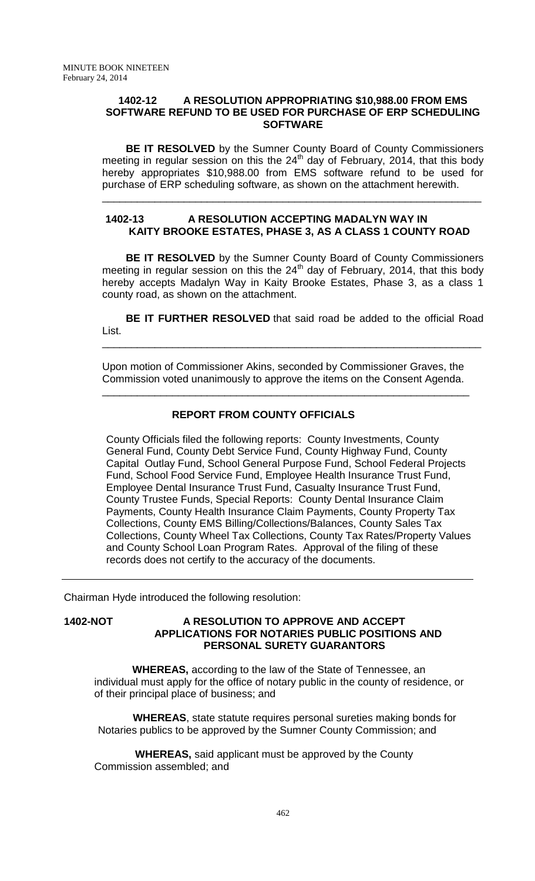### 1402-12 A RESOLUTION APPROPRIATING $10,988.00 FROM EMS SOFTWARE REFUND TO BE USED FOR PURCHASE OF ERP SCHEDULING SOFTWARE

**BE IT RESOLVED** by the Sumner County Board of County Commissioners meeting in regular session on this the 24th day of February, 2014, that this body hereby appropriates $10,988.00 from EMS software refund to be used for purchase of ERP scheduling software, as shown on the attachment herewith.

---

### 1402-13 A RESOLUTION ACCEPTING MADALYN WAY IN KAITY BROOKE ESTATES, PHASE 3, AS A CLASS 1 COUNTY ROAD

**BE IT RESOLVED** by the Sumner County Board of County Commissioners meeting in regular session on this the 24th day of February, 2014, that this body hereby accepts Madalyn Way in Kaity Brooke Estates, Phase 3, as a class 1 county road, as shown on the attachment.

**BE IT FURTHER RESOLVED** that said road be added to the official Road List.

---

Upon motion of Commissioner Akins, seconded by Commissioner Graves, the Commission voted unanimously to approve the items on the Consent Agenda.

---

### REPORT FROM COUNTY OFFICIALS

County Officials filed the following reports: County Investments, County General Fund, County Debt Service Fund, County Highway Fund, County Capital Outlay Fund, School General Purpose Fund, School Federal Projects Fund, School Food Service Fund, Employee Health Insurance Trust Fund, Employee Dental Insurance Trust Fund, Casualty Insurance Trust Fund, County Trustee Funds, Special Reports: County Dental Insurance Claim Payments, County Health Insurance Claim Payments, County Property Tax Collections, County EMS Billing/Collections/Balances, County Sales Tax Collections, County Wheel Tax Collections, County Tax Rates/Property Values and County School Loan Program Rates. Approval of the filing of these records does not certify to the accuracy of the documents.

---

Chairman Hyde introduced the following resolution:

### 1402-NOT A RESOLUTION TO APPROVE AND ACCEPT APPLICATIONS FOR NOTARIES PUBLIC POSITIONS AND PERSONAL SURETY GUARANTORS

**WHEREAS,** according to the law of the State of Tennessee, an individual must apply for the office of notary public in the county of residence, or of their principal place of business; and

**WHEREAS**, state statute requires personal sureties making bonds for Notaries publics to be approved by the Sumner County Commission; and

**WHEREAS,** said applicant must be approved by the County Commission assembled; and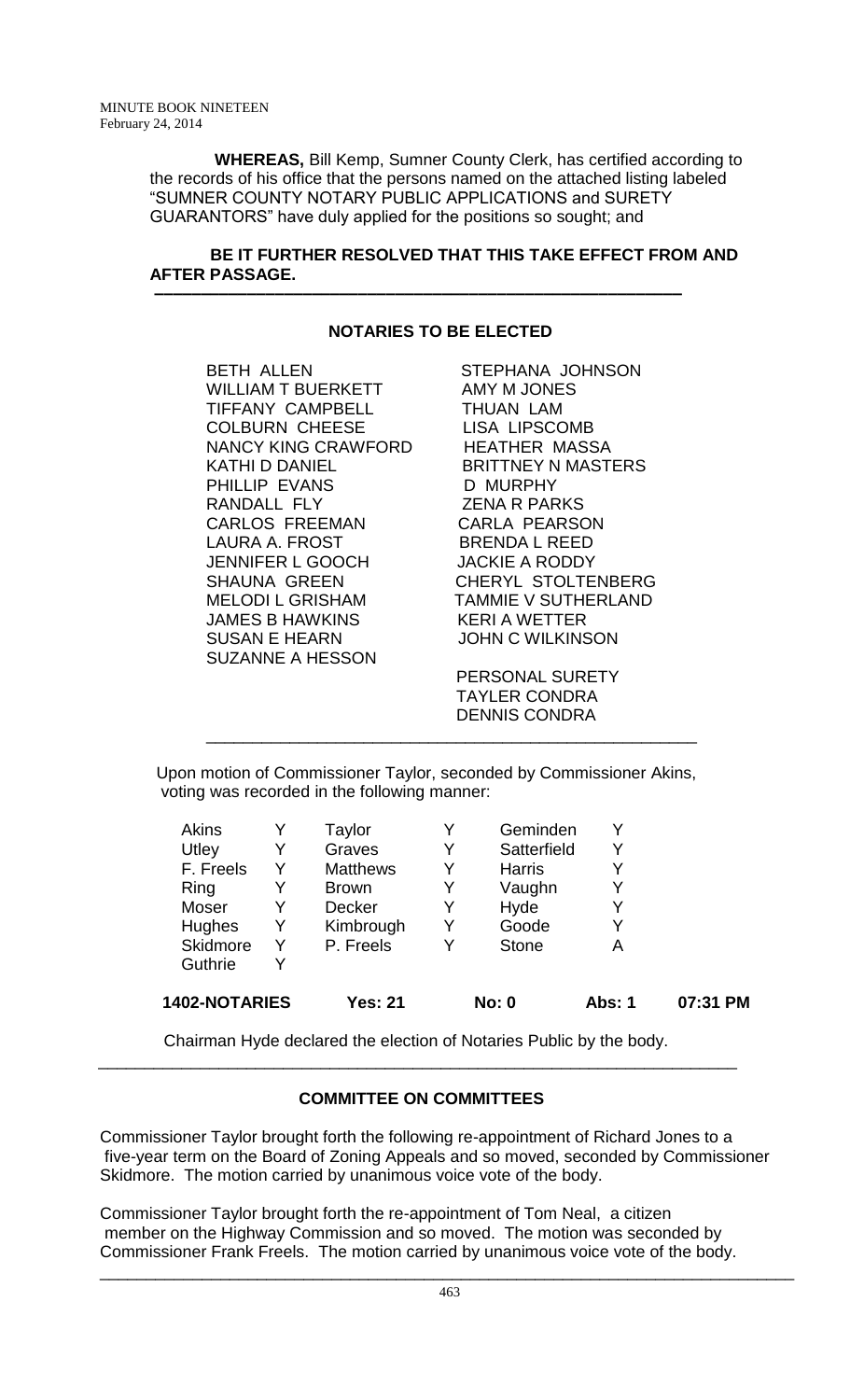**WHEREAS,** Bill Kemp, Sumner County Clerk, has certified according to the records of his office that the persons named on the attached listing labeled "SUMNER COUNTY NOTARY PUBLIC APPLICATIONS and SURETY GUARANTORS" have duly applied for the positions so sought; and

**BE IT FURTHER RESOLVED THAT THIS TAKE EFFECT FROM AND AFTER PASSAGE.**

---

**NOTARIES TO BE ELECTED**

| | |
|---|---|
| BETH ALLEN | STEPHANA JOHNSON |
| WILLIAM T BUERKETT | AMY M JONES |
| TIFFANY CAMPBELL | THUAN LAM |
| COLBURN CHEESE | LISA LIPSCOMB |
| NANCY KING CRAWFORD | HEATHER MASSA |
| KATHI D DANIEL | BRITTNEY N MASTERS |
| PHILLIP EVANS | D MURPHY |
| RANDALL FLY | ZENA R PARKS |
| CARLOS FREEMAN | CARLA PEARSON |
| LAURA A. FROST | BRENDA L REED |
| JENNIFER L GOOCH | JACKIE A RODDY |
| SHAUNA GREEN | CHERYL STOLTENBERG |
| MELODI L GRISHAM | TAMMIE V SUTHERLAND |
| JAMES B HAWKINS | KERI A WETTER |
| SUSAN E HEARN | JOHN C WILKINSON |
| SUZANNE A HESSON | |

PERSONAL SURETY
TAYLER CONDRA
DENNIS CONDRA

---

Upon motion of Commissioner Taylor, seconded by Commissioner Akins, voting was recorded in the following manner:

| | | | | | |
|---|---|---|---|---|---|
| Akins | Y | Taylor | Y | Geminden | Y |
| Utley | Y | Graves | Y | Satterfield | Y |
| F. Freels | Y | Matthews | Y | Harris | Y |
| Ring | Y | Brown | Y | Vaughn | Y |
| Moser | Y | Decker | Y | Hyde | Y |
| Hughes | Y | Kimbrough | Y | Goode | Y |
| Skidmore | Y | P. Freels | Y | Stone | A |
| Guthrie | Y | | | | |

**1402-NOTARIES Yes: 21 No: 0 Abs: 1 07:31 PM**

Chairman Hyde declared the election of Notaries Public by the body.

---

**COMMITTEE ON COMMITTEES**

Commissioner Taylor brought forth the following re-appointment of Richard Jones to a five-year term on the Board of Zoning Appeals and so moved, seconded by Commissioner Skidmore. The motion carried by unanimous voice vote of the body.

Commissioner Taylor brought forth the re-appointment of Tom Neal, a citizen member on the Highway Commission and so moved. The motion was seconded by Commissioner Frank Freels. The motion carried by unanimous voice vote of the body.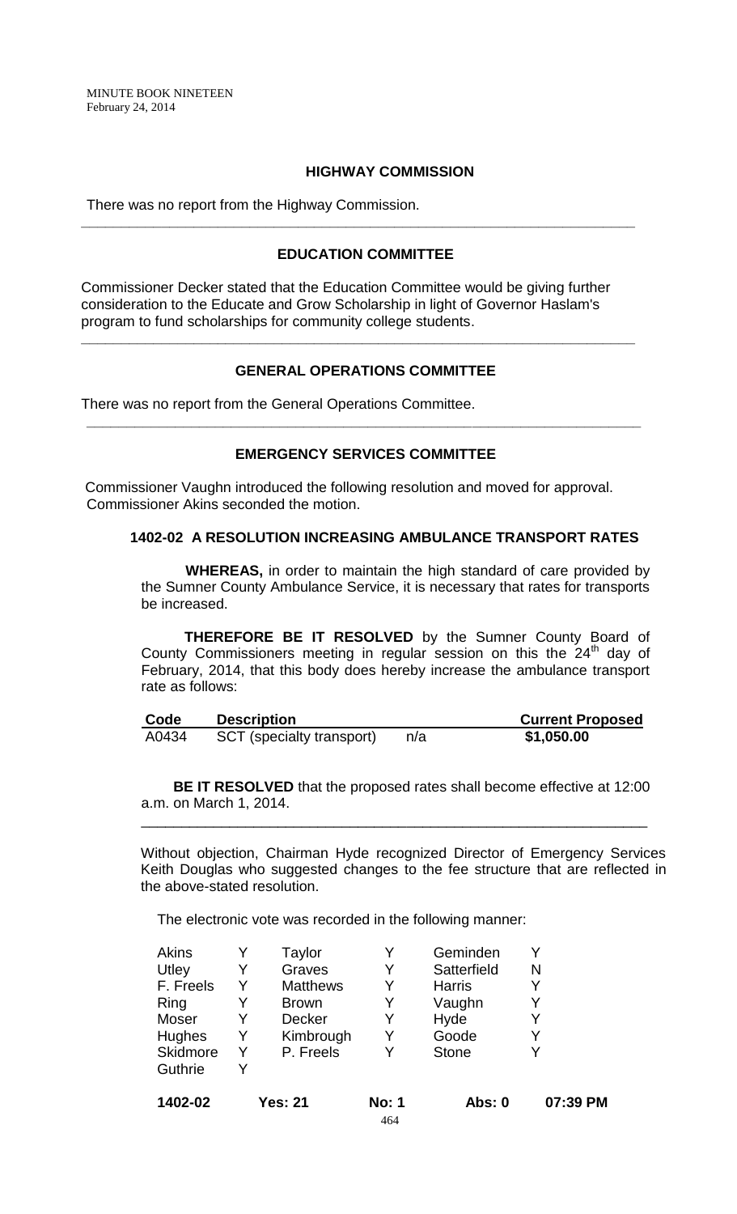## HIGHWAY COMMISSION

There was no report from the Highway Commission.

---

## EDUCATION COMMITTEE

Commissioner Decker stated that the Education Committee would be giving further consideration to the Educate and Grow Scholarship in light of Governor Haslam's program to fund scholarships for community college students.

---

## GENERAL OPERATIONS COMMITTEE

There was no report from the General Operations Committee.

---

## EMERGENCY SERVICES COMMITTEE

Commissioner Vaughn introduced the following resolution and moved for approval. Commissioner Akins seconded the motion.

### 1402-02 A RESOLUTION INCREASING AMBULANCE TRANSPORT RATES

**WHEREAS,** in order to maintain the high standard of care provided by the Sumner County Ambulance Service, it is necessary that rates for transports be increased.

**THEREFORE BE IT RESOLVED** by the Sumner County Board of County Commissioners meeting in regular session on this the 24th day of February, 2014, that this body does hereby increase the ambulance transport rate as follows:

| Code | Description | Current | Proposed |
|---|---|---|---|
| A0434 | SCT (specialty transport) | n/a | $1,050.00 |

**BE IT RESOLVED** that the proposed rates shall become effective at 12:00 a.m. on March 1, 2014.

---

Without objection, Chairman Hyde recognized Director of Emergency Services Keith Douglas who suggested changes to the fee structure that are reflected in the above-stated resolution.

The electronic vote was recorded in the following manner:

| | | | | | |
|---|---|---|---|---|---|
| Akins | Y | Taylor | Y | Geminden | Y |
| Utley | Y | Graves | Y | Satterfield | N |
| F. Freels | Y | Matthews | Y | Harris | Y |
| Ring | Y | Brown | Y | Vaughn | Y |
| Moser | Y | Decker | Y | Hyde | Y |
| Hughes | Y | Kimbrough | Y | Goode | Y |
| Skidmore | Y | P. Freels | Y | Stone | Y |
| Guthrie | Y | | | | |

**1402-02 Yes: 21 No: 1 Abs: 0 07:39 PM**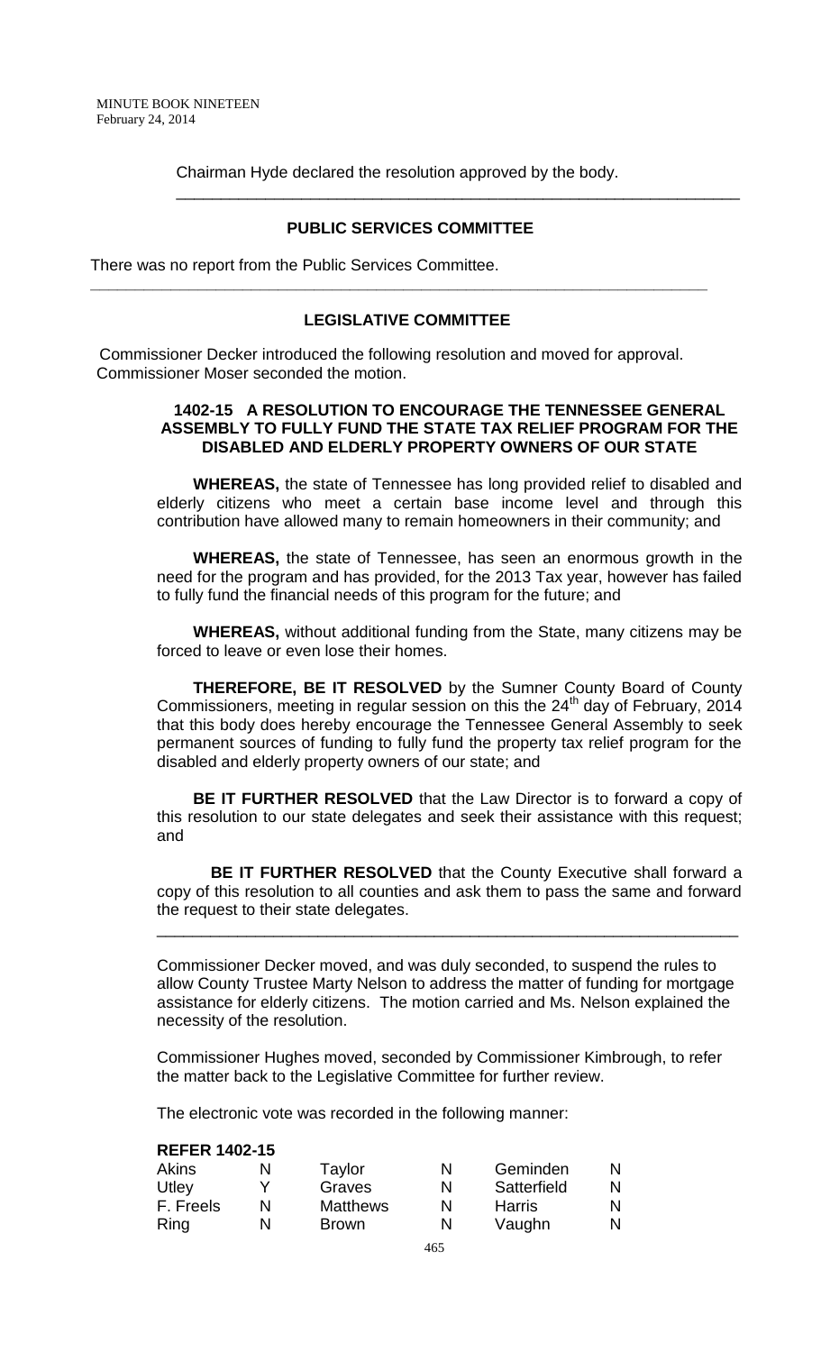Chairman Hyde declared the resolution approved by the body.

---

## PUBLIC SERVICES COMMITTEE

There was no report from the Public Services Committee.

---

## LEGISLATIVE COMMITTEE

Commissioner Decker introduced the following resolution and moved for approval. Commissioner Moser seconded the motion.

### 1402-15 A RESOLUTION TO ENCOURAGE THE TENNESSEE GENERAL ASSEMBLY TO FULLY FUND THE STATE TAX RELIEF PROGRAM FOR THE DISABLED AND ELDERLY PROPERTY OWNERS OF OUR STATE

**WHEREAS,** the state of Tennessee has long provided relief to disabled and elderly citizens who meet a certain base income level and through this contribution have allowed many to remain homeowners in their community; and

**WHEREAS,** the state of Tennessee, has seen an enormous growth in the need for the program and has provided, for the 2013 Tax year, however has failed to fully fund the financial needs of this program for the future; and

**WHEREAS,** without additional funding from the State, many citizens may be forced to leave or even lose their homes.

**THEREFORE, BE IT RESOLVED** by the Sumner County Board of County Commissioners, meeting in regular session on this the 24th day of February, 2014 that this body does hereby encourage the Tennessee General Assembly to seek permanent sources of funding to fully fund the property tax relief program for the disabled and elderly property owners of our state; and

**BE IT FURTHER RESOLVED** that the Law Director is to forward a copy of this resolution to our state delegates and seek their assistance with this request; and

**BE IT FURTHER RESOLVED** that the County Executive shall forward a copy of this resolution to all counties and ask them to pass the same and forward the request to their state delegates.

---

Commissioner Decker moved, and was duly seconded, to suspend the rules to allow County Trustee Marty Nelson to address the matter of funding for mortgage assistance for elderly citizens. The motion carried and Ms. Nelson explained the necessity of the resolution.

Commissioner Hughes moved, seconded by Commissioner Kimbrough, to refer the matter back to the Legislative Committee for further review.

The electronic vote was recorded in the following manner:

**REFER 1402-15**

| | | | | | |
|---|---|---|---|---|---|
| Akins | N | Taylor | N | Geminden | N |
| Utley | Y | Graves | N | Satterfield | N |
| F. Freels | N | Matthews | N | Harris | N |
| Ring | N | Brown | N | Vaughn | N |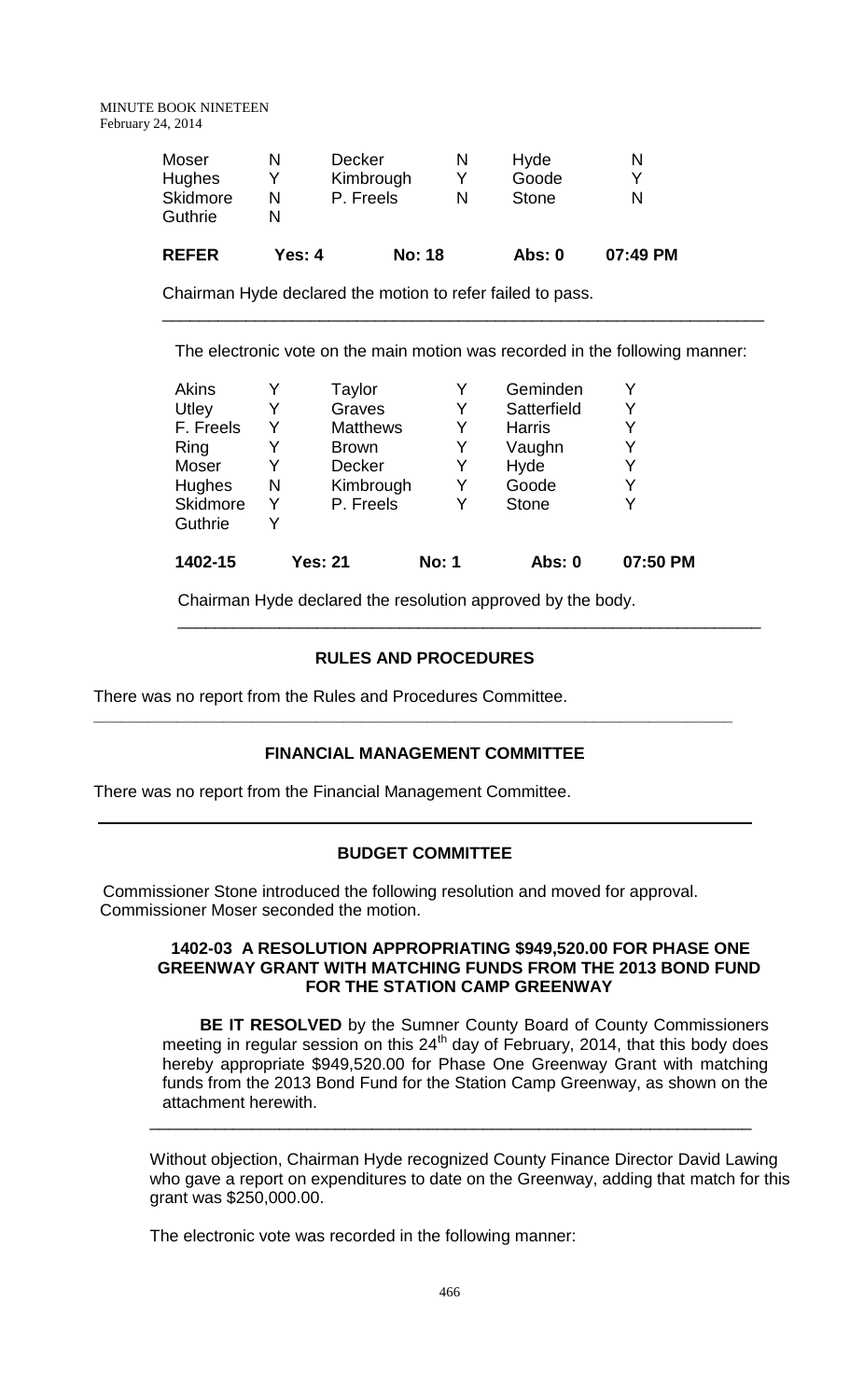| Moser | N | Decker | N | Hyde | N |
|---|---|---|---|---|---|
| Hughes | Y | Kimbrough | Y | Goode | Y |
| Skidmore | N | P. Freels | N | Stone | N |
| Guthrie | N | | | | |
| **REFER** | **Yes: 4** | **No: 18** | | **Abs: 0** | **07:49 PM** |

Chairman Hyde declared the motion to refer failed to pass.

---

The electronic vote on the main motion was recorded in the following manner:

| Akins | Y | Taylor | Y | Geminden | Y |
|---|---|---|---|---|---|
| Utley | Y | Graves | Y | Satterfield | Y |
| F. Freels | Y | Matthews | Y | Harris | Y |
| Ring | Y | Brown | Y | Vaughn | Y |
| Moser | Y | Decker | Y | Hyde | Y |
| Hughes | N | Kimbrough | Y | Goode | Y |
| Skidmore | Y | P. Freels | Y | Stone | Y |
| Guthrie | Y | | | | |
| **1402-15** | **Yes: 21** | | **No: 1** | **Abs: 0** | **07:50 PM** |

Chairman Hyde declared the resolution approved by the body.

---

## RULES AND PROCEDURES

There was no report from the Rules and Procedures Committee.

---

## FINANCIAL MANAGEMENT COMMITTEE

There was no report from the Financial Management Committee.

---

## BUDGET COMMITTEE

Commissioner Stone introduced the following resolution and moved for approval. Commissioner Moser seconded the motion.

### 1402-03 A RESOLUTION APPROPRIATING $949,520.00 FOR PHASE ONE GREENWAY GRANT WITH MATCHING FUNDS FROM THE 2013 BOND FUND FOR THE STATION CAMP GREENWAY

**BE IT RESOLVED** by the Sumner County Board of County Commissioners meeting in regular session on this 24th day of February, 2014, that this body does hereby appropriate $949,520.00 for Phase One Greenway Grant with matching funds from the 2013 Bond Fund for the Station Camp Greenway, as shown on the attachment herewith.

---

Without objection, Chairman Hyde recognized County Finance Director David Lawing who gave a report on expenditures to date on the Greenway, adding that match for this grant was $250,000.00.

The electronic vote was recorded in the following manner: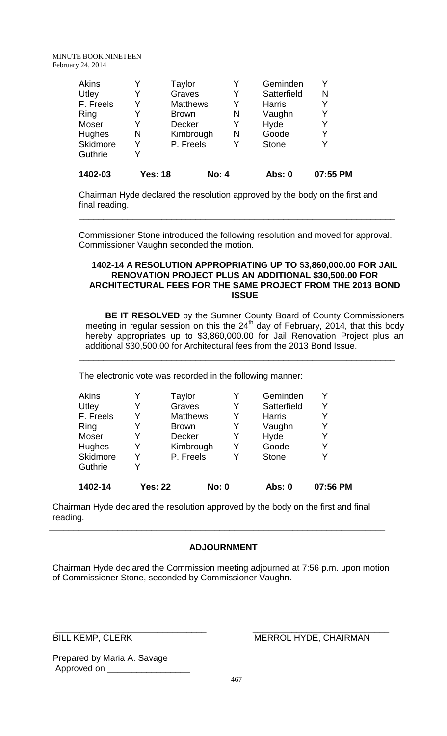| | | | | | |
|---|---|---|---|---|---|
| Akins | Y | Taylor | Y | Geminden | Y |
| Utley | Y | Graves | Y | Satterfield | N |
| F. Freels | Y | Matthews | Y | Harris | Y |
| Ring | Y | Brown | N | Vaughn | Y |
| Moser | Y | Decker | Y | Hyde | Y |
| Hughes | N | Kimbrough | N | Goode | Y |
| Skidmore | Y | P. Freels | Y | Stone | Y |
| Guthrie | Y | | | | |

**1402-03 Yes: 18 No: 4 Abs: 0 07:55 PM**

Chairman Hyde declared the resolution approved by the body on the first and final reading.

---

Commissioner Stone introduced the following resolution and moved for approval. Commissioner Vaughn seconded the motion.

**1402-14 A RESOLUTION APPROPRIATING UP TO $3,860,000.00 FOR JAIL RENOVATION PROJECT PLUS AN ADDITIONAL $30,500.00 FOR ARCHITECTURAL FEES FOR THE SAME PROJECT FROM THE 2013 BOND ISSUE**

**BE IT RESOLVED** by the Sumner County Board of County Commissioners meeting in regular session on this the 24th day of February, 2014, that this body hereby appropriates up to $3,860,000.00 for Jail Renovation Project plus an additional $30,500.00 for Architectural fees from the 2013 Bond Issue.

---

The electronic vote was recorded in the following manner:

| | | | | | |
|---|---|---|---|---|---|
| Akins | Y | Taylor | Y | Geminden | Y |
| Utley | Y | Graves | Y | Satterfield | Y |
| F. Freels | Y | Matthews | Y | Harris | Y |
| Ring | Y | Brown | Y | Vaughn | Y |
| Moser | Y | Decker | Y | Hyde | Y |
| Hughes | Y | Kimbrough | Y | Goode | Y |
| Skidmore | Y | P. Freels | Y | Stone | Y |
| Guthrie | Y | | | | |

**1402-14 Yes: 22 No: 0 Abs: 0 07:56 PM**

Chairman Hyde declared the resolution approved by the body on the first and final reading.

---

## ADJOURNMENT

Chairman Hyde declared the Commission meeting adjourned at 7:56 p.m. upon motion of Commissioner Stone, seconded by Commissioner Vaughn.

\_\_\_\_\_\_\_\_\_\_\_\_\_\_\_\_\_\_\_\_\_\_\_\_\_\_\_\_\_\_ \_\_\_\_\_\_\_\_\_\_\_\_\_\_\_\_\_\_\_\_\_\_\_\_\_\_\_\_\_\_

BILL KEMP, CLERK MERROL HYDE, CHAIRMAN

Prepared by Maria A. Savage
Approved on \_\_\_\_\_\_\_\_\_\_\_\_\_\_\_\_\_